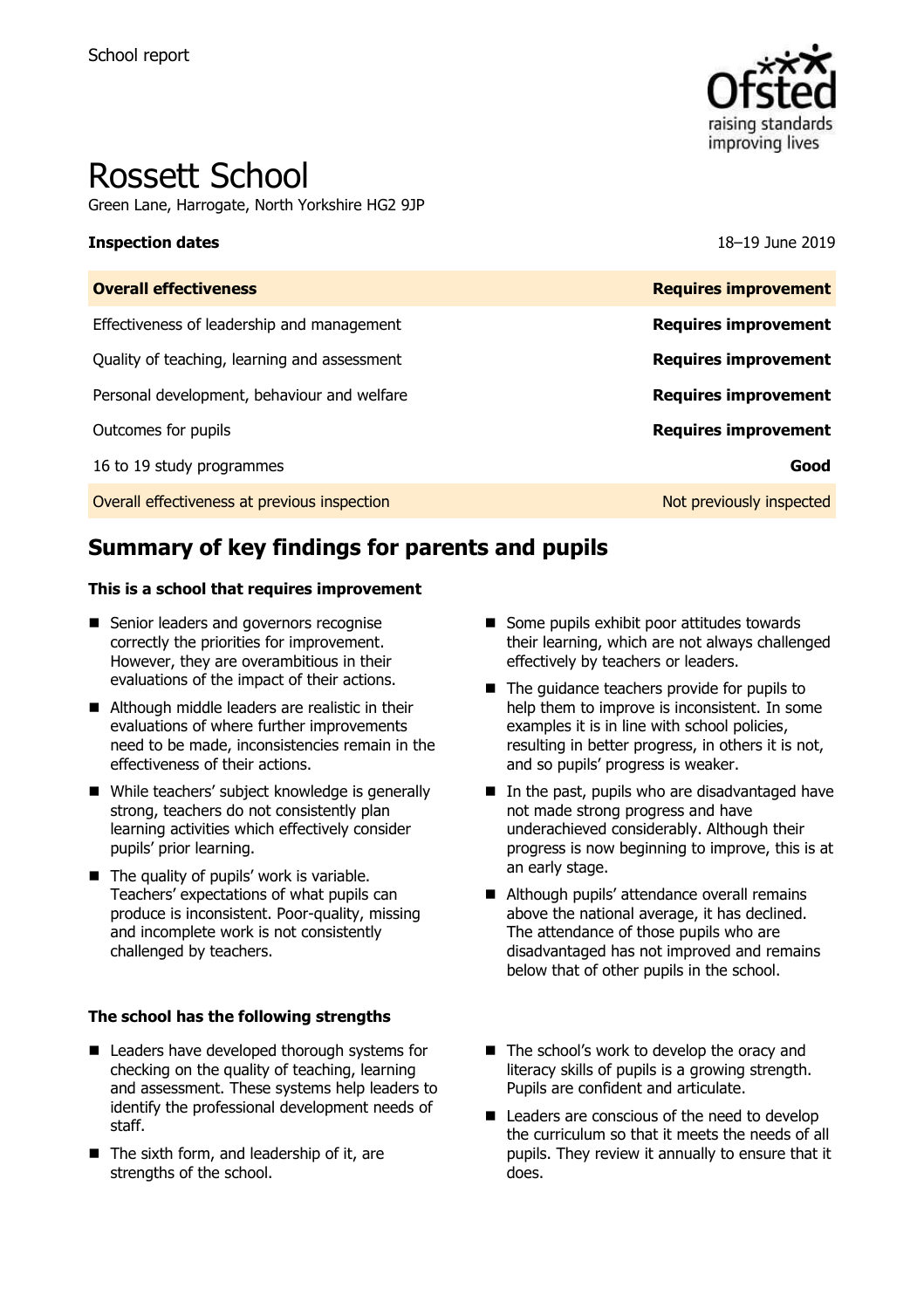School report

# Rossett School

Green Lane, Harrogate, North Yorkshire HG2 9JP

**Inspection dates** 18–19 June 2019

| **Overall effectiveness** | **Requires improvement** |
|---|---|
| Effectiveness of leadership and management | **Requires improvement** |
| Quality of teaching, learning and assessment | **Requires improvement** |
| Personal development, behaviour and welfare | **Requires improvement** |
| Outcomes for pupils | **Requires improvement** |
| 16 to 19 study programmes | **Good** |
| Overall effectiveness at previous inspection | Not previously inspected |

## Summary of key findings for parents and pupils

**This is a school that requires improvement**

- Senior leaders and governors recognise correctly the priorities for improvement. However, they are overambitious in their evaluations of the impact of their actions.
- Although middle leaders are realistic in their evaluations of where further improvements need to be made, inconsistencies remain in the effectiveness of their actions.
- While teachers' subject knowledge is generally strong, teachers do not consistently plan learning activities which effectively consider pupils' prior learning.
- The quality of pupils' work is variable. Teachers' expectations of what pupils can produce is inconsistent. Poor-quality, missing and incomplete work is not consistently challenged by teachers.
- Some pupils exhibit poor attitudes towards their learning, which are not always challenged effectively by teachers or leaders.
- The guidance teachers provide for pupils to help them to improve is inconsistent. In some examples it is in line with school policies, resulting in better progress, in others it is not, and so pupils' progress is weaker.
- In the past, pupils who are disadvantaged have not made strong progress and have underachieved considerably. Although their progress is now beginning to improve, this is at an early stage.
- Although pupils' attendance overall remains above the national average, it has declined. The attendance of those pupils who are disadvantaged has not improved and remains below that of other pupils in the school.

**The school has the following strengths**

- Leaders have developed thorough systems for checking on the quality of teaching, learning and assessment. These systems help leaders to identify the professional development needs of staff.
- The sixth form, and leadership of it, are strengths of the school.
- The school's work to develop the oracy and literacy skills of pupils is a growing strength. Pupils are confident and articulate.
- Leaders are conscious of the need to develop the curriculum so that it meets the needs of all pupils. They review it annually to ensure that it does.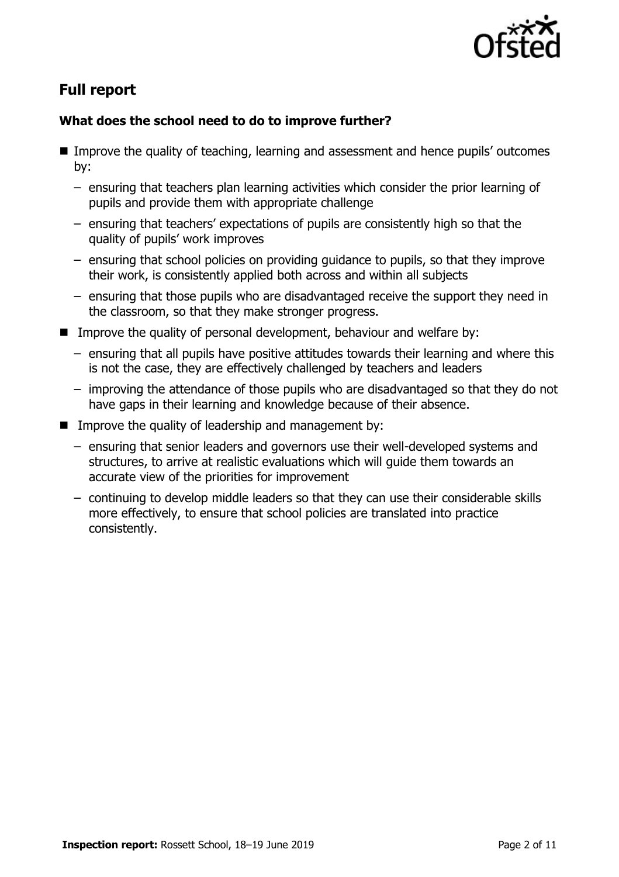## Full report

### What does the school need to do to improve further?

- Improve the quality of teaching, learning and assessment and hence pupils' outcomes by:
  - ensuring that teachers plan learning activities which consider the prior learning of pupils and provide them with appropriate challenge
  - ensuring that teachers' expectations of pupils are consistently high so that the quality of pupils' work improves
  - ensuring that school policies on providing guidance to pupils, so that they improve their work, is consistently applied both across and within all subjects
  - ensuring that those pupils who are disadvantaged receive the support they need in the classroom, so that they make stronger progress.
- Improve the quality of personal development, behaviour and welfare by:
  - ensuring that all pupils have positive attitudes towards their learning and where this is not the case, they are effectively challenged by teachers and leaders
  - improving the attendance of those pupils who are disadvantaged so that they do not have gaps in their learning and knowledge because of their absence.
- Improve the quality of leadership and management by:
  - ensuring that senior leaders and governors use their well-developed systems and structures, to arrive at realistic evaluations which will guide them towards an accurate view of the priorities for improvement
  - continuing to develop middle leaders so that they can use their considerable skills more effectively, to ensure that school policies are translated into practice consistently.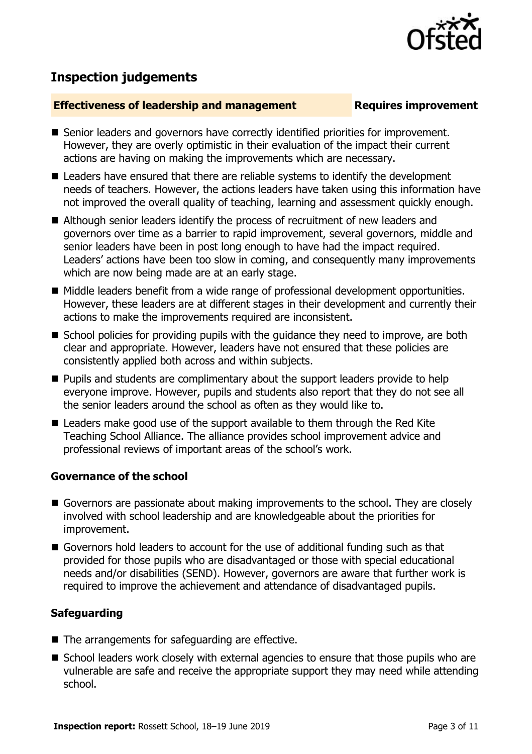## Inspection judgements

**Effectiveness of leadership and management** **Requires improvement**

- Senior leaders and governors have correctly identified priorities for improvement. However, they are overly optimistic in their evaluation of the impact their current actions are having on making the improvements which are necessary.
- Leaders have ensured that there are reliable systems to identify the development needs of teachers. However, the actions leaders have taken using this information have not improved the overall quality of teaching, learning and assessment quickly enough.
- Although senior leaders identify the process of recruitment of new leaders and governors over time as a barrier to rapid improvement, several governors, middle and senior leaders have been in post long enough to have had the impact required. Leaders' actions have been too slow in coming, and consequently many improvements which are now being made are at an early stage.
- Middle leaders benefit from a wide range of professional development opportunities. However, these leaders are at different stages in their development and currently their actions to make the improvements required are inconsistent.
- School policies for providing pupils with the guidance they need to improve, are both clear and appropriate. However, leaders have not ensured that these policies are consistently applied both across and within subjects.
- Pupils and students are complimentary about the support leaders provide to help everyone improve. However, pupils and students also report that they do not see all the senior leaders around the school as often as they would like to.
- Leaders make good use of the support available to them through the Red Kite Teaching School Alliance. The alliance provides school improvement advice and professional reviews of important areas of the school's work.

### Governance of the school

- Governors are passionate about making improvements to the school. They are closely involved with school leadership and are knowledgeable about the priorities for improvement.
- Governors hold leaders to account for the use of additional funding such as that provided for those pupils who are disadvantaged or those with special educational needs and/or disabilities (SEND). However, governors are aware that further work is required to improve the achievement and attendance of disadvantaged pupils.

### Safeguarding

- The arrangements for safeguarding are effective.
- School leaders work closely with external agencies to ensure that those pupils who are vulnerable are safe and receive the appropriate support they may need while attending school.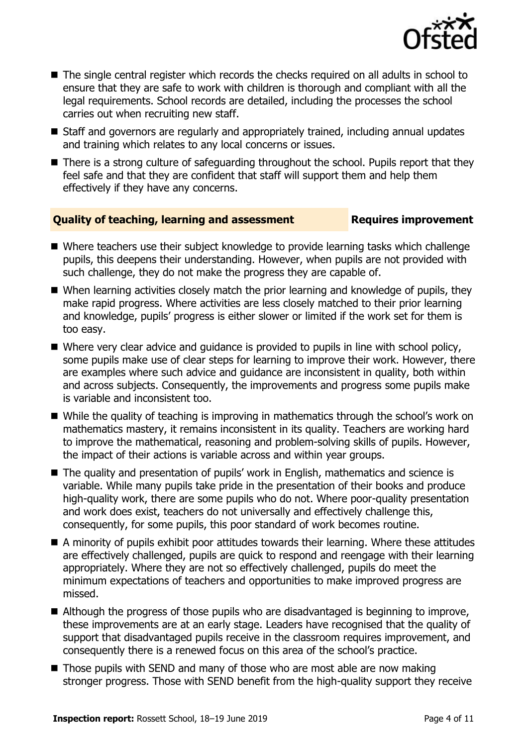- The single central register which records the checks required on all adults in school to ensure that they are safe to work with children is thorough and compliant with all the legal requirements. School records are detailed, including the processes the school carries out when recruiting new staff.
- Staff and governors are regularly and appropriately trained, including annual updates and training which relates to any local concerns or issues.
- There is a strong culture of safeguarding throughout the school. Pupils report that they feel safe and that they are confident that staff will support them and help them effectively if they have any concerns.

## Quality of teaching, learning and assessment — Requires improvement

- Where teachers use their subject knowledge to provide learning tasks which challenge pupils, this deepens their understanding. However, when pupils are not provided with such challenge, they do not make the progress they are capable of.
- When learning activities closely match the prior learning and knowledge of pupils, they make rapid progress. Where activities are less closely matched to their prior learning and knowledge, pupils' progress is either slower or limited if the work set for them is too easy.
- Where very clear advice and guidance is provided to pupils in line with school policy, some pupils make use of clear steps for learning to improve their work. However, there are examples where such advice and guidance are inconsistent in quality, both within and across subjects. Consequently, the improvements and progress some pupils make is variable and inconsistent too.
- While the quality of teaching is improving in mathematics through the school's work on mathematics mastery, it remains inconsistent in its quality. Teachers are working hard to improve the mathematical, reasoning and problem-solving skills of pupils. However, the impact of their actions is variable across and within year groups.
- The quality and presentation of pupils' work in English, mathematics and science is variable. While many pupils take pride in the presentation of their books and produce high-quality work, there are some pupils who do not. Where poor-quality presentation and work does exist, teachers do not universally and effectively challenge this, consequently, for some pupils, this poor standard of work becomes routine.
- A minority of pupils exhibit poor attitudes towards their learning. Where these attitudes are effectively challenged, pupils are quick to respond and reengage with their learning appropriately. Where they are not so effectively challenged, pupils do meet the minimum expectations of teachers and opportunities to make improved progress are missed.
- Although the progress of those pupils who are disadvantaged is beginning to improve, these improvements are at an early stage. Leaders have recognised that the quality of support that disadvantaged pupils receive in the classroom requires improvement, and consequently there is a renewed focus on this area of the school's practice.
- Those pupils with SEND and many of those who are most able are now making stronger progress. Those with SEND benefit from the high-quality support they receive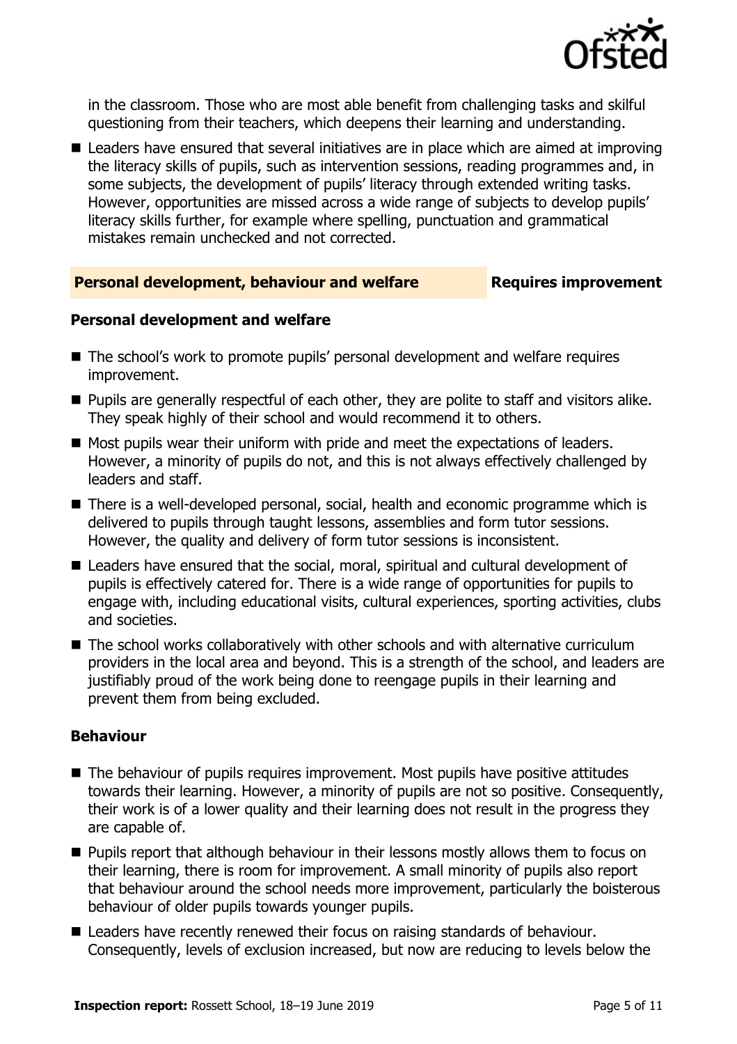in the classroom. Those who are most able benefit from challenging tasks and skilful questioning from their teachers, which deepens their learning and understanding.

- Leaders have ensured that several initiatives are in place which are aimed at improving the literacy skills of pupils, such as intervention sessions, reading programmes and, in some subjects, the development of pupils' literacy through extended writing tasks. However, opportunities are missed across a wide range of subjects to develop pupils' literacy skills further, for example where spelling, punctuation and grammatical mistakes remain unchecked and not corrected.

## Personal development, behaviour and welfare — Requires improvement

### Personal development and welfare

- The school's work to promote pupils' personal development and welfare requires improvement.
- Pupils are generally respectful of each other, they are polite to staff and visitors alike. They speak highly of their school and would recommend it to others.
- Most pupils wear their uniform with pride and meet the expectations of leaders. However, a minority of pupils do not, and this is not always effectively challenged by leaders and staff.
- There is a well-developed personal, social, health and economic programme which is delivered to pupils through taught lessons, assemblies and form tutor sessions. However, the quality and delivery of form tutor sessions is inconsistent.
- Leaders have ensured that the social, moral, spiritual and cultural development of pupils is effectively catered for. There is a wide range of opportunities for pupils to engage with, including educational visits, cultural experiences, sporting activities, clubs and societies.
- The school works collaboratively with other schools and with alternative curriculum providers in the local area and beyond. This is a strength of the school, and leaders are justifiably proud of the work being done to reengage pupils in their learning and prevent them from being excluded.

### Behaviour

- The behaviour of pupils requires improvement. Most pupils have positive attitudes towards their learning. However, a minority of pupils are not so positive. Consequently, their work is of a lower quality and their learning does not result in the progress they are capable of.
- Pupils report that although behaviour in their lessons mostly allows them to focus on their learning, there is room for improvement. A small minority of pupils also report that behaviour around the school needs more improvement, particularly the boisterous behaviour of older pupils towards younger pupils.
- Leaders have recently renewed their focus on raising standards of behaviour. Consequently, levels of exclusion increased, but now are reducing to levels below the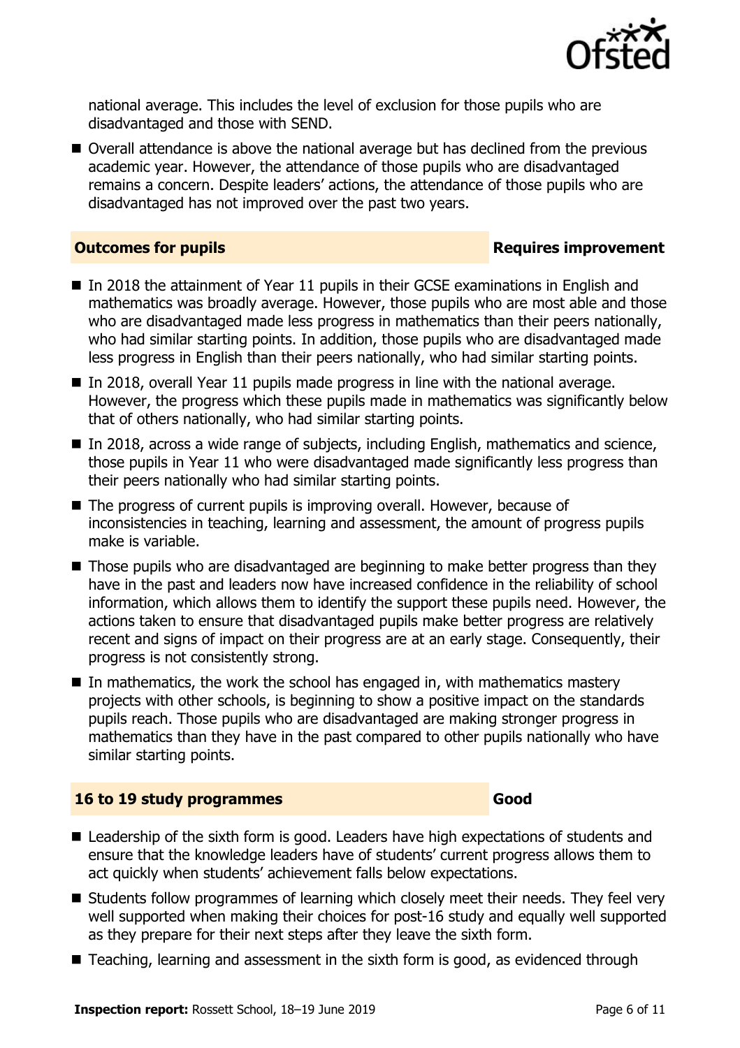national average. This includes the level of exclusion for those pupils who are disadvantaged and those with SEND.

- Overall attendance is above the national average but has declined from the previous academic year. However, the attendance of those pupils who are disadvantaged remains a concern. Despite leaders' actions, the attendance of those pupils who are disadvantaged has not improved over the past two years.

## Outcomes for pupils — Requires improvement

- In 2018 the attainment of Year 11 pupils in their GCSE examinations in English and mathematics was broadly average. However, those pupils who are most able and those who are disadvantaged made less progress in mathematics than their peers nationally, who had similar starting points. In addition, those pupils who are disadvantaged made less progress in English than their peers nationally, who had similar starting points.
- In 2018, overall Year 11 pupils made progress in line with the national average. However, the progress which these pupils made in mathematics was significantly below that of others nationally, who had similar starting points.
- In 2018, across a wide range of subjects, including English, mathematics and science, those pupils in Year 11 who were disadvantaged made significantly less progress than their peers nationally who had similar starting points.
- The progress of current pupils is improving overall. However, because of inconsistencies in teaching, learning and assessment, the amount of progress pupils make is variable.
- Those pupils who are disadvantaged are beginning to make better progress than they have in the past and leaders now have increased confidence in the reliability of school information, which allows them to identify the support these pupils need. However, the actions taken to ensure that disadvantaged pupils make better progress are relatively recent and signs of impact on their progress are at an early stage. Consequently, their progress is not consistently strong.
- In mathematics, the work the school has engaged in, with mathematics mastery projects with other schools, is beginning to show a positive impact on the standards pupils reach. Those pupils who are disadvantaged are making stronger progress in mathematics than they have in the past compared to other pupils nationally who have similar starting points.

## 16 to 19 study programmes — Good

- Leadership of the sixth form is good. Leaders have high expectations of students and ensure that the knowledge leaders have of students' current progress allows them to act quickly when students' achievement falls below expectations.
- Students follow programmes of learning which closely meet their needs. They feel very well supported when making their choices for post-16 study and equally well supported as they prepare for their next steps after they leave the sixth form.
- Teaching, learning and assessment in the sixth form is good, as evidenced through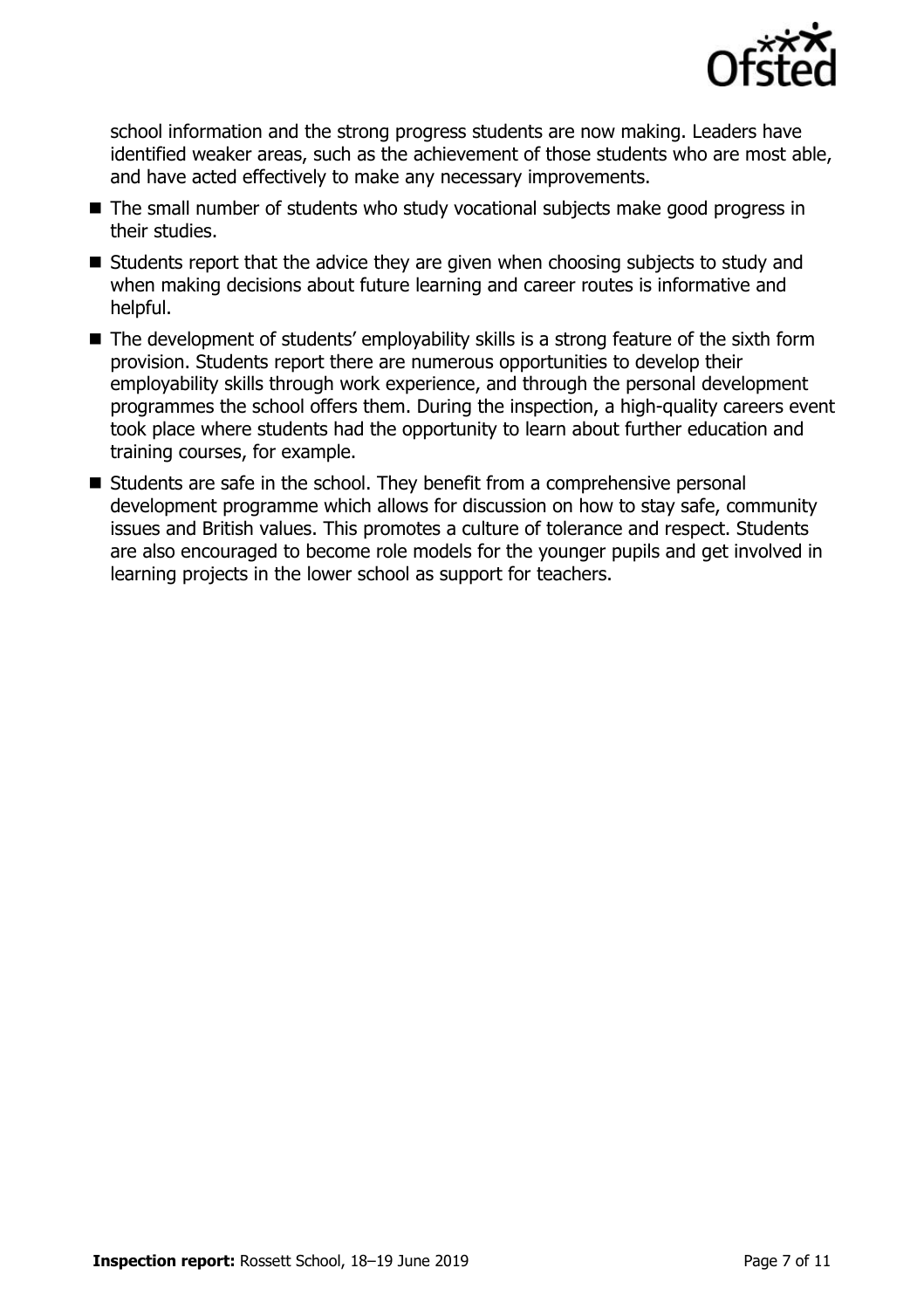school information and the strong progress students are now making. Leaders have identified weaker areas, such as the achievement of those students who are most able, and have acted effectively to make any necessary improvements.

- The small number of students who study vocational subjects make good progress in their studies.
- Students report that the advice they are given when choosing subjects to study and when making decisions about future learning and career routes is informative and helpful.
- The development of students' employability skills is a strong feature of the sixth form provision. Students report there are numerous opportunities to develop their employability skills through work experience, and through the personal development programmes the school offers them. During the inspection, a high-quality careers event took place where students had the opportunity to learn about further education and training courses, for example.
- Students are safe in the school. They benefit from a comprehensive personal development programme which allows for discussion on how to stay safe, community issues and British values. This promotes a culture of tolerance and respect. Students are also encouraged to become role models for the younger pupils and get involved in learning projects in the lower school as support for teachers.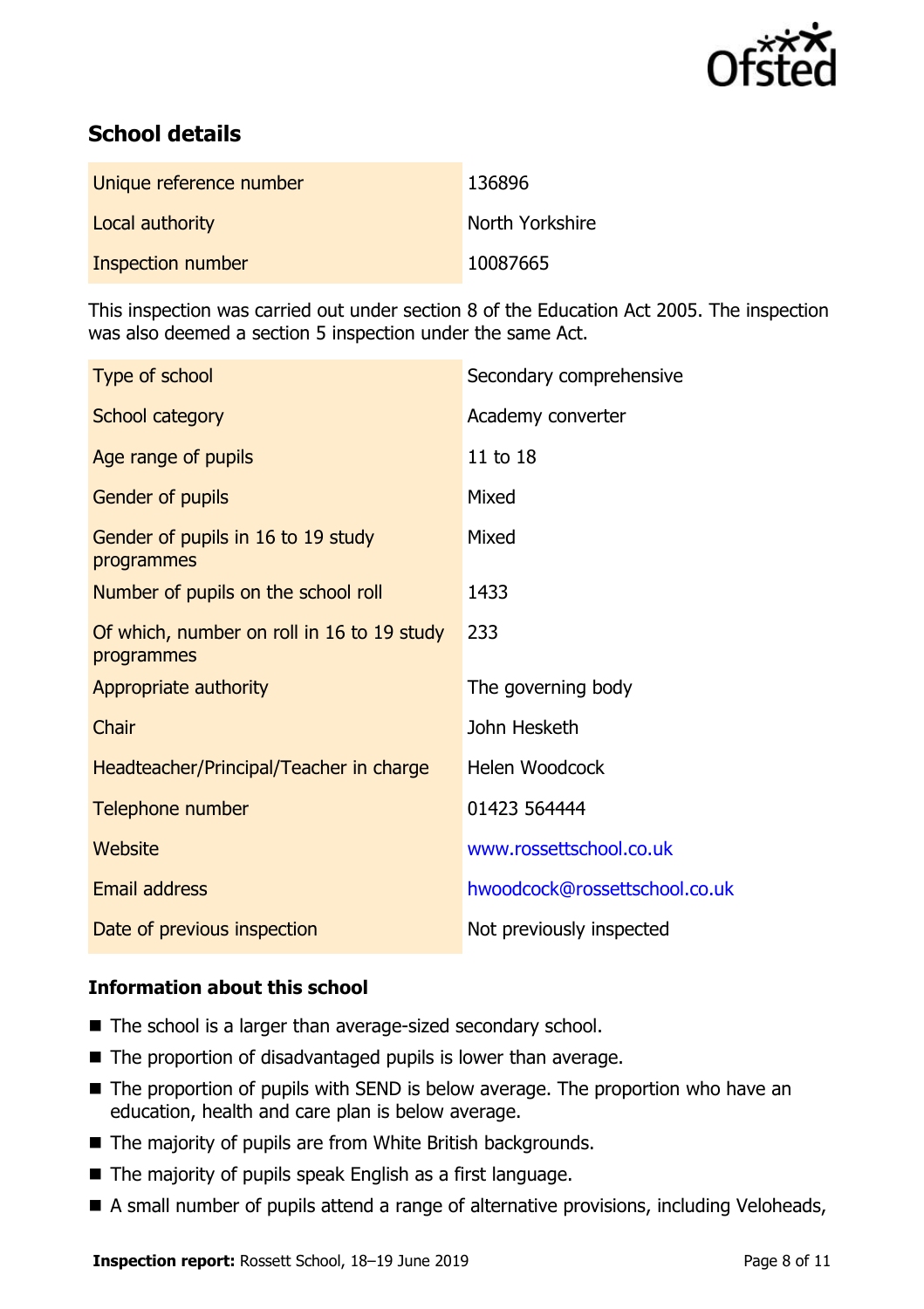## School details

| | |
|---|---|
| Unique reference number | 136896 |
| Local authority | North Yorkshire |
| Inspection number | 10087665 |

This inspection was carried out under section 8 of the Education Act 2005. The inspection was also deemed a section 5 inspection under the same Act.

| | |
|---|---|
| Type of school | Secondary comprehensive |
| School category | Academy converter |
| Age range of pupils | 11 to 18 |
| Gender of pupils | Mixed |
| Gender of pupils in 16 to 19 study programmes | Mixed |
| Number of pupils on the school roll | 1433 |
| Of which, number on roll in 16 to 19 study programmes | 233 |
| Appropriate authority | The governing body |
| Chair | John Hesketh |
| Headteacher/Principal/Teacher in charge | Helen Woodcock |
| Telephone number | 01423 564444 |
| Website | www.rossettschool.co.uk |
| Email address | hwoodcock@rossettschool.co.uk |
| Date of previous inspection | Not previously inspected |

### Information about this school

- The school is a larger than average-sized secondary school.
- The proportion of disadvantaged pupils is lower than average.
- The proportion of pupils with SEND is below average. The proportion who have an education, health and care plan is below average.
- The majority of pupils are from White British backgrounds.
- The majority of pupils speak English as a first language.
- A small number of pupils attend a range of alternative provisions, including Veloheads,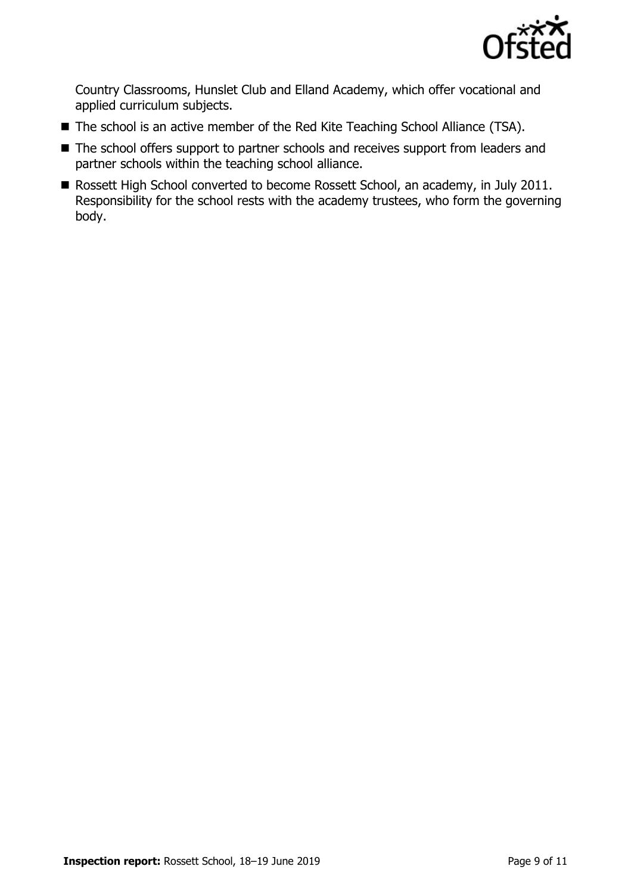Country Classrooms, Hunslet Club and Elland Academy, which offer vocational and applied curriculum subjects.

- The school is an active member of the Red Kite Teaching School Alliance (TSA).
- The school offers support to partner schools and receives support from leaders and partner schools within the teaching school alliance.
- Rossett High School converted to become Rossett School, an academy, in July 2011. Responsibility for the school rests with the academy trustees, who form the governing body.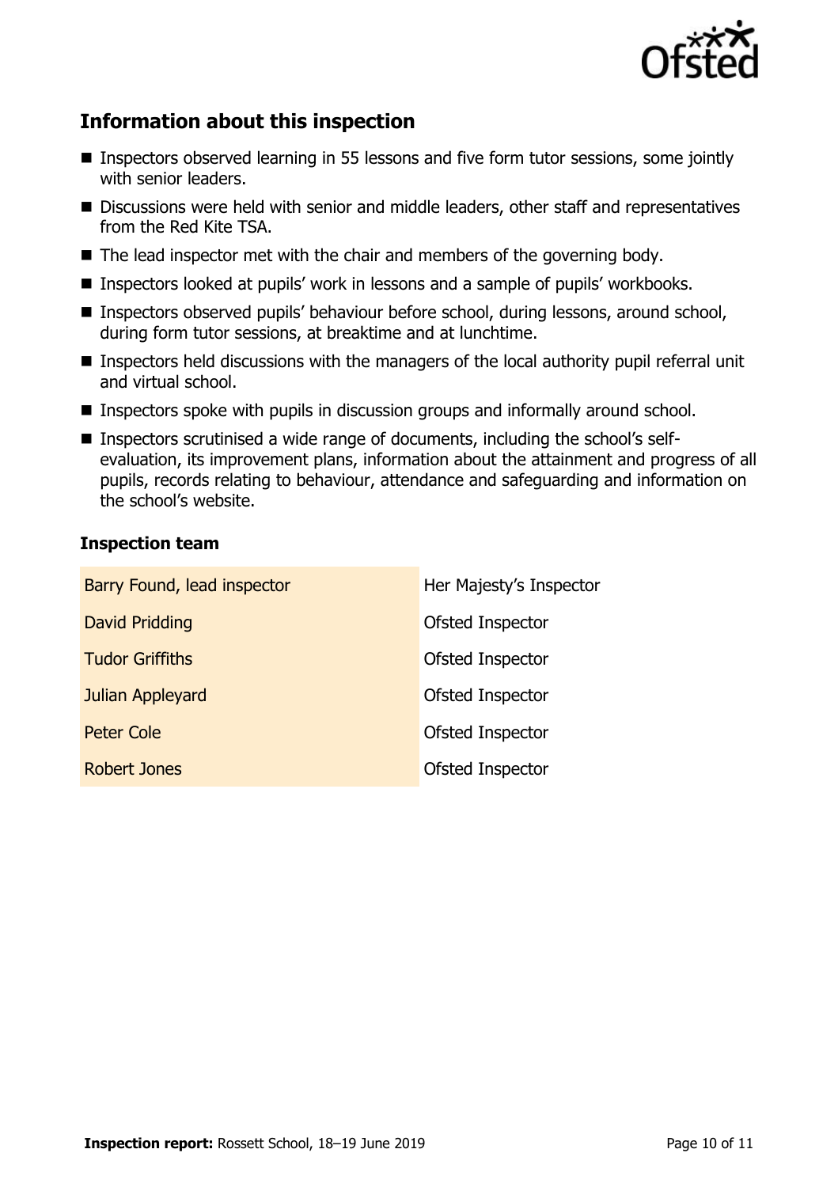## Information about this inspection

- Inspectors observed learning in 55 lessons and five form tutor sessions, some jointly with senior leaders.
- Discussions were held with senior and middle leaders, other staff and representatives from the Red Kite TSA.
- The lead inspector met with the chair and members of the governing body.
- Inspectors looked at pupils' work in lessons and a sample of pupils' workbooks.
- Inspectors observed pupils' behaviour before school, during lessons, around school, during form tutor sessions, at breaktime and at lunchtime.
- Inspectors held discussions with the managers of the local authority pupil referral unit and virtual school.
- Inspectors spoke with pupils in discussion groups and informally around school.
- Inspectors scrutinised a wide range of documents, including the school's self-evaluation, its improvement plans, information about the attainment and progress of all pupils, records relating to behaviour, attendance and safeguarding and information on the school's website.

### Inspection team

| | |
|---|---|
| Barry Found, lead inspector | Her Majesty's Inspector |
| David Pridding | Ofsted Inspector |
| Tudor Griffiths | Ofsted Inspector |
| Julian Appleyard | Ofsted Inspector |
| Peter Cole | Ofsted Inspector |
| Robert Jones | Ofsted Inspector |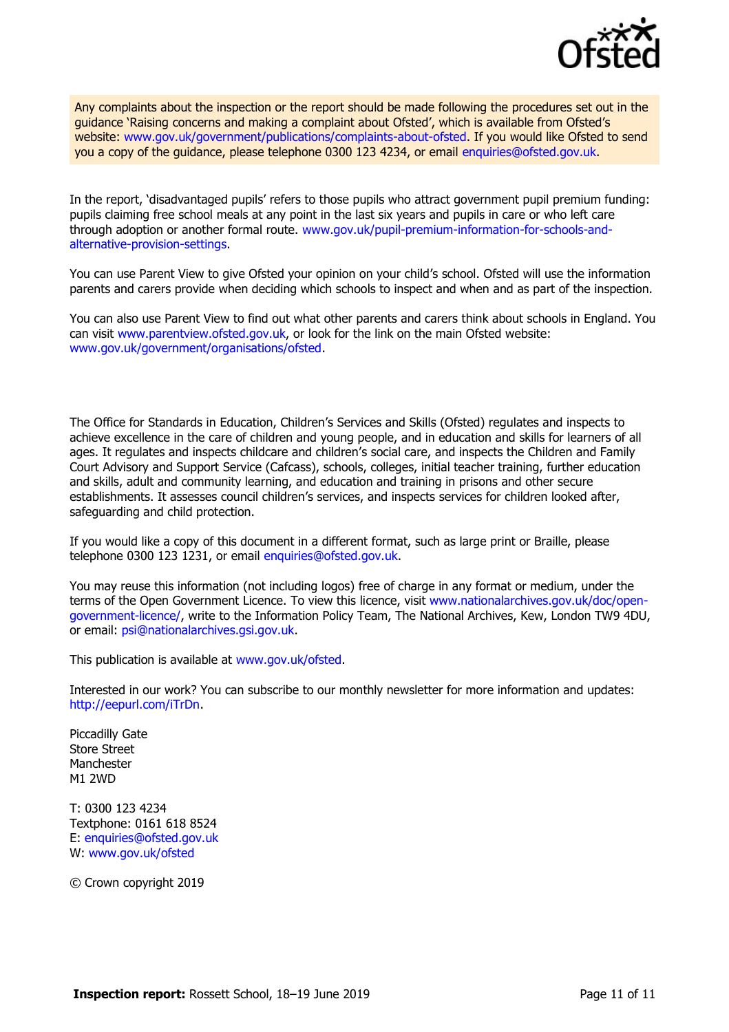Any complaints about the inspection or the report should be made following the procedures set out in the guidance 'Raising concerns and making a complaint about Ofsted', which is available from Ofsted's website: www.gov.uk/government/publications/complaints-about-ofsted. If you would like Ofsted to send you a copy of the guidance, please telephone 0300 123 4234, or email enquiries@ofsted.gov.uk.

In the report, 'disadvantaged pupils' refers to those pupils who attract government pupil premium funding: pupils claiming free school meals at any point in the last six years and pupils in care or who left care through adoption or another formal route. www.gov.uk/pupil-premium-information-for-schools-and-alternative-provision-settings.

You can use Parent View to give Ofsted your opinion on your child's school. Ofsted will use the information parents and carers provide when deciding which schools to inspect and when and as part of the inspection.

You can also use Parent View to find out what other parents and carers think about schools in England. You can visit www.parentview.ofsted.gov.uk, or look for the link on the main Ofsted website: www.gov.uk/government/organisations/ofsted.

The Office for Standards in Education, Children's Services and Skills (Ofsted) regulates and inspects to achieve excellence in the care of children and young people, and in education and skills for learners of all ages. It regulates and inspects childcare and children's social care, and inspects the Children and Family Court Advisory and Support Service (Cafcass), schools, colleges, initial teacher training, further education and skills, adult and community learning, and education and training in prisons and other secure establishments. It assesses council children's services, and inspects services for children looked after, safeguarding and child protection.

If you would like a copy of this document in a different format, such as large print or Braille, please telephone 0300 123 1231, or email enquiries@ofsted.gov.uk.

You may reuse this information (not including logos) free of charge in any format or medium, under the terms of the Open Government Licence. To view this licence, visit www.nationalarchives.gov.uk/doc/open-government-licence/, write to the Information Policy Team, The National Archives, Kew, London TW9 4DU, or email: psi@nationalarchives.gsi.gov.uk.

This publication is available at www.gov.uk/ofsted.

Interested in our work? You can subscribe to our monthly newsletter for more information and updates: http://eepurl.com/iTrDn.

Piccadilly Gate
Store Street
Manchester
M1 2WD

T: 0300 123 4234
Textphone: 0161 618 8524
E: enquiries@ofsted.gov.uk
W: www.gov.uk/ofsted

© Crown copyright 2019